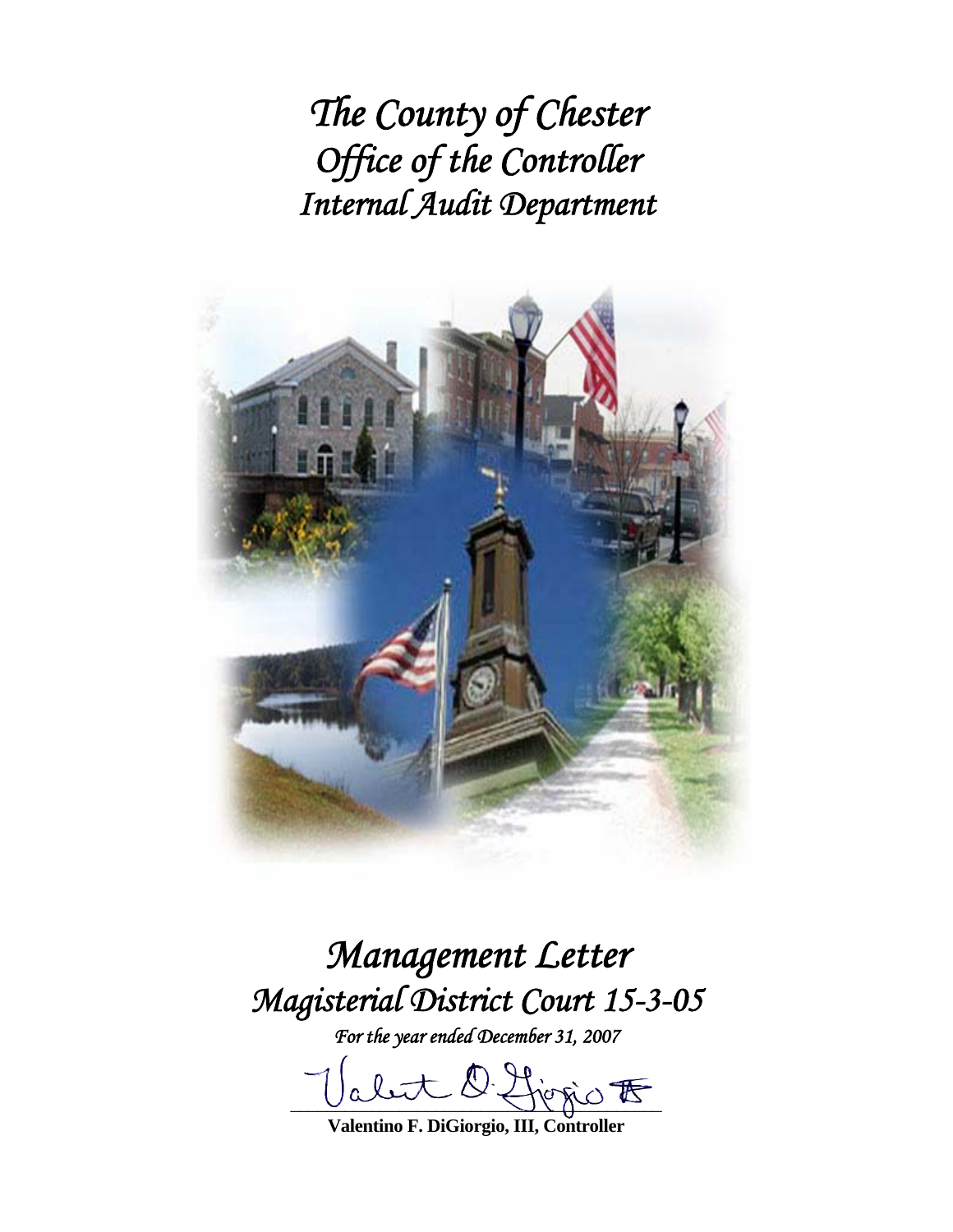# *The County of Chester*
# *Office of the Controller*
# *Internal Audit Department*

# *Management Letter*
# *Magisterial District Court 15-3-05*

*For the year ended December 31, 2007*

**Valentino F. DiGiorgio, III, Controller**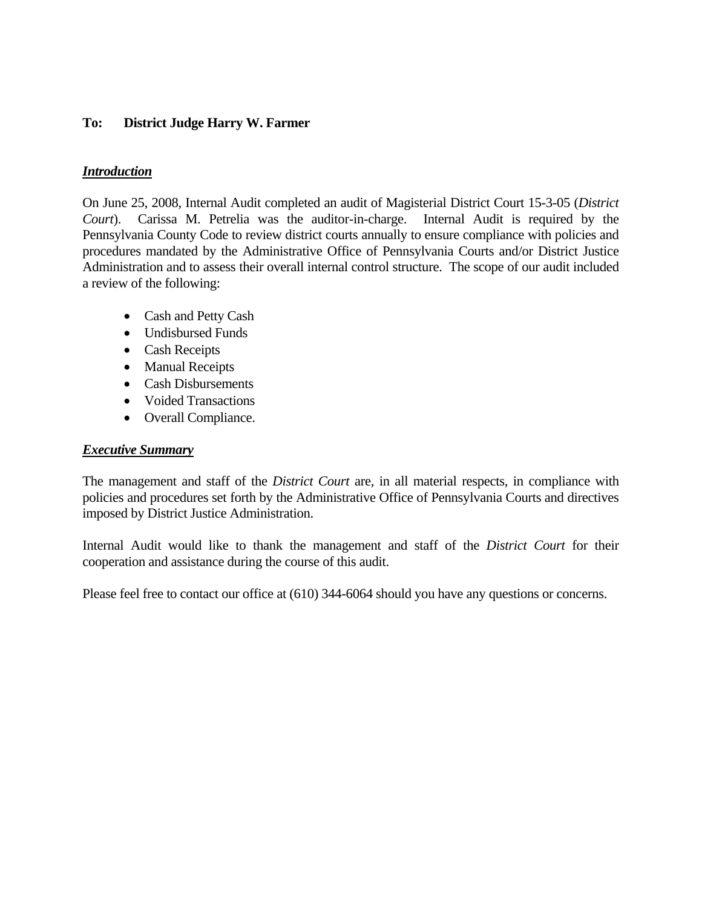**To: District Judge Harry W. Farmer**

***Introduction***

On June 25, 2008, Internal Audit completed an audit of Magisterial District Court 15-3-05 (*District Court*). Carissa M. Petrelia was the auditor-in-charge. Internal Audit is required by the Pennsylvania County Code to review district courts annually to ensure compliance with policies and procedures mandated by the Administrative Office of Pennsylvania Courts and/or District Justice Administration and to assess their overall internal control structure. The scope of our audit included a review of the following:

- Cash and Petty Cash
- Undisbursed Funds
- Cash Receipts
- Manual Receipts
- Cash Disbursements
- Voided Transactions
- Overall Compliance.

***Executive Summary***

The management and staff of the *District Court* are, in all material respects, in compliance with policies and procedures set forth by the Administrative Office of Pennsylvania Courts and directives imposed by District Justice Administration.

Internal Audit would like to thank the management and staff of the *District Court* for their cooperation and assistance during the course of this audit.

Please feel free to contact our office at (610) 344-6064 should you have any questions or concerns.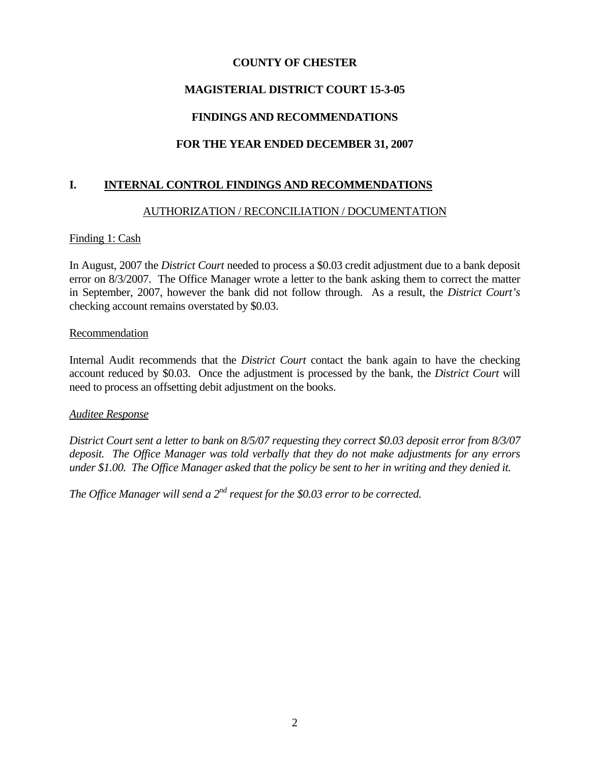**COUNTY OF CHESTER**

**MAGISTERIAL DISTRICT COURT 15-3-05**

**FINDINGS AND RECOMMENDATIONS**

**FOR THE YEAR ENDED DECEMBER 31, 2007**

## I. INTERNAL CONTROL FINDINGS AND RECOMMENDATIONS

### AUTHORIZATION / RECONCILIATION / DOCUMENTATION

Finding 1: Cash

In August, 2007 the *District Court* needed to process a $0.03 credit adjustment due to a bank deposit error on 8/3/2007. The Office Manager wrote a letter to the bank asking them to correct the matter in September, 2007, however the bank did not follow through. As a result, the *District Court's* checking account remains overstated by $0.03.

Recommendation

Internal Audit recommends that the *District Court* contact the bank again to have the checking account reduced by $0.03. Once the adjustment is processed by the bank, the *District Court* will need to process an offsetting debit adjustment on the books.

*Auditee Response*

*District Court sent a letter to bank on 8/5/07 requesting they correct $0.03 deposit error from 8/3/07 deposit. The Office Manager was told verbally that they do not make adjustments for any errors under $1.00. The Office Manager asked that the policy be sent to her in writing and they denied it.*

*The Office Manager will send a 2nd request for the $0.03 error to be corrected.*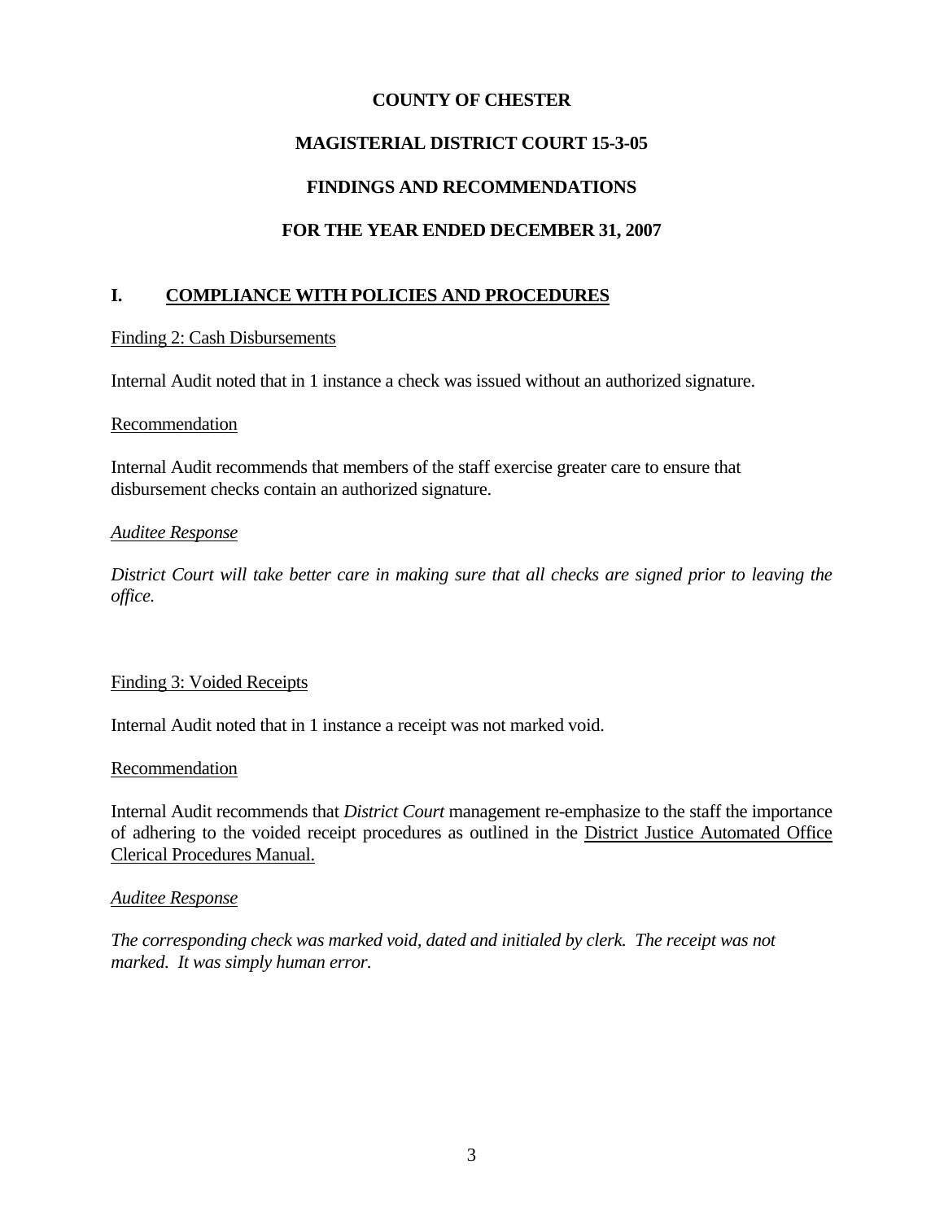**COUNTY OF CHESTER**

**MAGISTERIAL DISTRICT COURT 15-3-05**

**FINDINGS AND RECOMMENDATIONS**

**FOR THE YEAR ENDED DECEMBER 31, 2007**

## I. COMPLIANCE WITH POLICIES AND PROCEDURES

Finding 2: Cash Disbursements

Internal Audit noted that in 1 instance a check was issued without an authorized signature.

Recommendation

Internal Audit recommends that members of the staff exercise greater care to ensure that disbursement checks contain an authorized signature.

*Auditee Response*

*District Court will take better care in making sure that all checks are signed prior to leaving the office.*

Finding 3: Voided Receipts

Internal Audit noted that in 1 instance a receipt was not marked void.

Recommendation

Internal Audit recommends that *District Court* management re-emphasize to the staff the importance of adhering to the voided receipt procedures as outlined in the District Justice Automated Office Clerical Procedures Manual.

*Auditee Response*

*The corresponding check was marked void, dated and initialed by clerk. The receipt was not marked. It was simply human error.*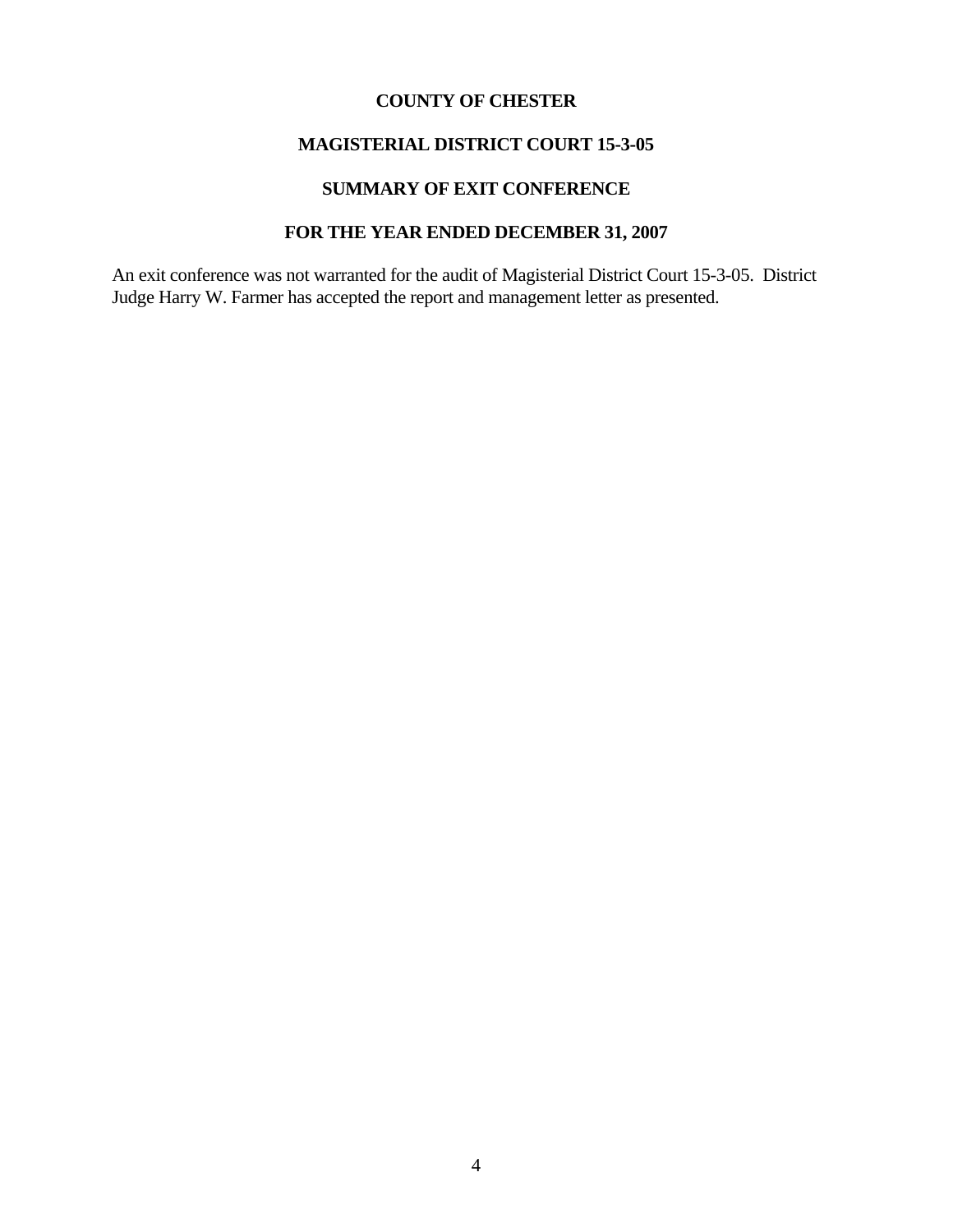# COUNTY OF CHESTER

## MAGISTERIAL DISTRICT COURT 15-3-05

## SUMMARY OF EXIT CONFERENCE

## FOR THE YEAR ENDED DECEMBER 31, 2007

An exit conference was not warranted for the audit of Magisterial District Court 15-3-05. District Judge Harry W. Farmer has accepted the report and management letter as presented.